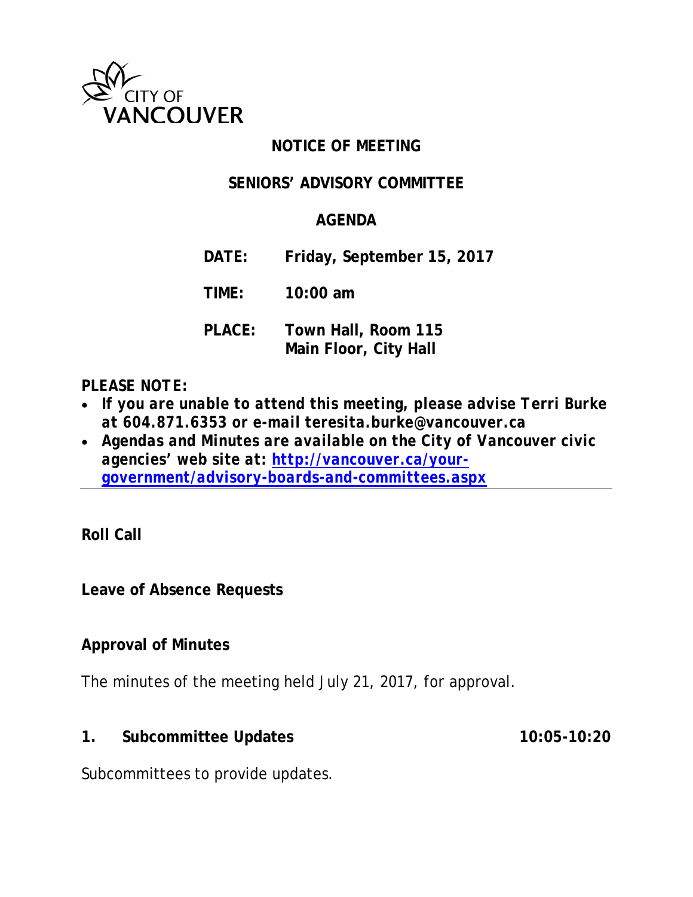CITY OF VANCOUVER

# NOTICE OF MEETING

## SENIORS' ADVISORY COMMITTEE

## AGENDA

**DATE:** **Friday, September 15, 2017**

**TIME:** **10:00 am**

**PLACE:** **Town Hall, Room 115**
**Main Floor, City Hall**

***PLEASE NOTE:***

- ***If you are unable to attend this meeting, please advise Terri Burke at 604.871.6353 or e-mail teresita.burke@vancouver.ca***
- ***Agendas and Minutes are available on the City of Vancouver civic agencies' web site at: [http://vancouver.ca/your-government/advisory-boards-and-committees.aspx](http://vancouver.ca/your-government/advisory-boards-and-committees.aspx)***

---

**Roll Call**

**Leave of Absence Requests**

**Approval of Minutes**

The minutes of the meeting held July 21, 2017, for approval.

**1. Subcommittee Updates** **10:05-10:20**

Subcommittees to provide updates.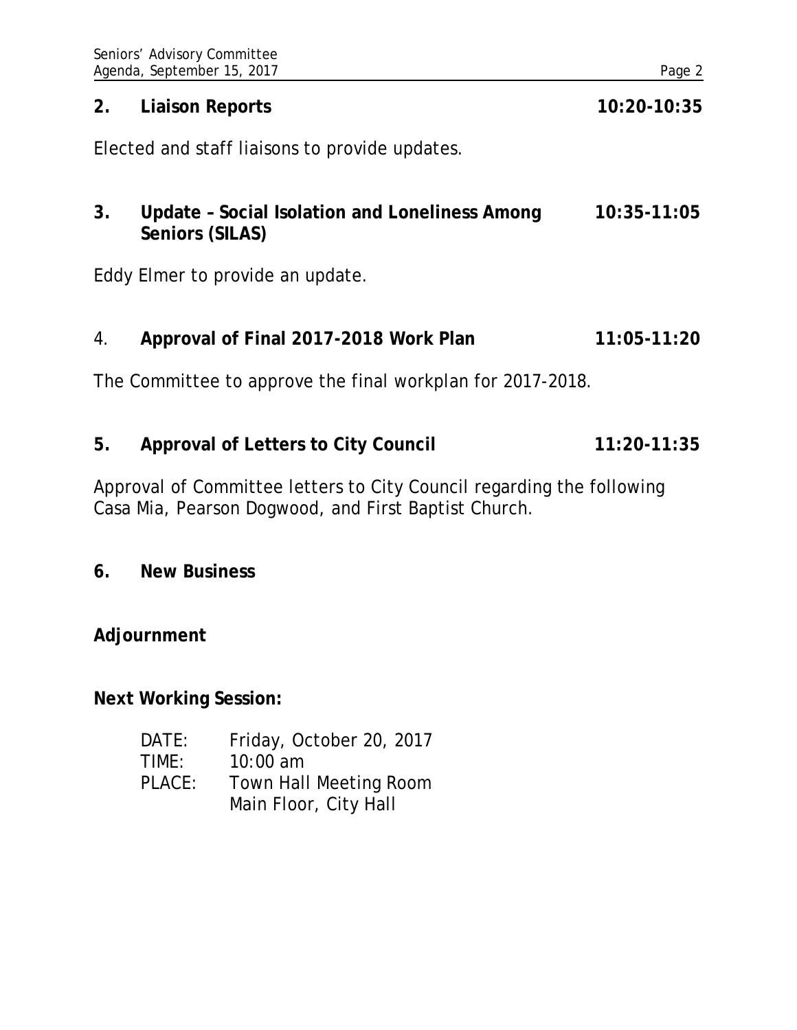**2. Liaison Reports** **10:20-10:35**

Elected and staff liaisons to provide updates.

**3. Update – Social Isolation and Loneliness Among Seniors (SILAS)** **10:35-11:05**

Eddy Elmer to provide an update.

4. **Approval of Final 2017-2018 Work Plan** **11:05-11:20**

The Committee to approve the final workplan for 2017-2018.

**5. Approval of Letters to City Council** **11:20-11:35**

Approval of Committee letters to City Council regarding the following Casa Mia, Pearson Dogwood, and First Baptist Church.

**6. New Business**

**Adjournment**

**Next Working Session:**

DATE: Friday, October 20, 2017
TIME: 10:00 am
PLACE: Town Hall Meeting Room
Main Floor, City Hall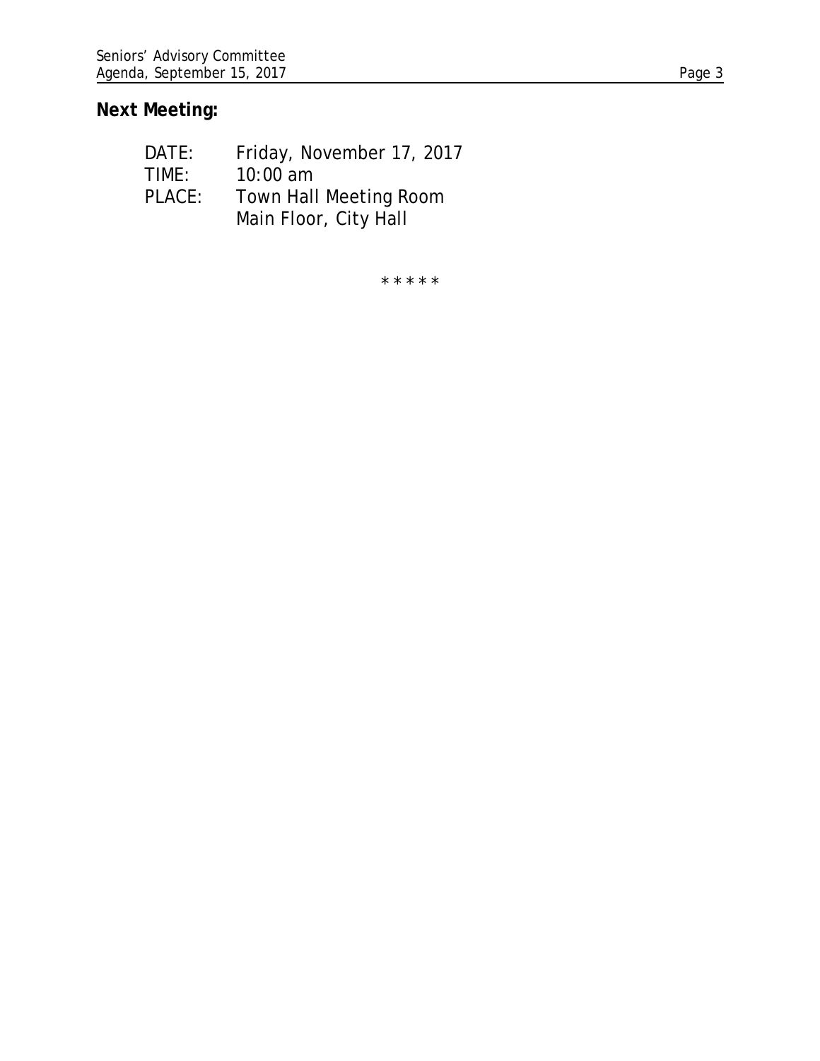**Next Meeting:**

| | |
|---|---|
| DATE: | Friday, November 17, 2017 |
| TIME: | 10:00 am |
| PLACE: | Town Hall Meeting Room<br>Main Floor, City Hall |

\* \* \* \* \*